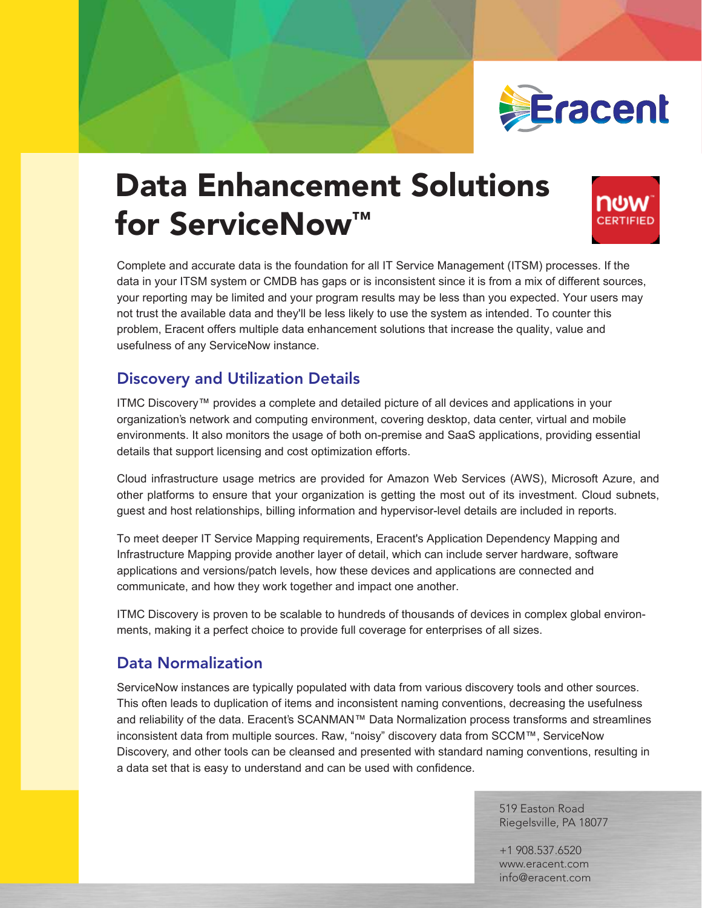# Data Enhancement Solutions for ServiceNow™

Complete and accurate data is the foundation for all IT Service Management (ITSM) processes. If the data in your ITSM system or CMDB has gaps or is inconsistent since it is from a mix of different sources, your reporting may be limited and your program results may be less than you expected. Your users may not trust the available data and they'll be less likely to use the system as intended. To counter this problem, Eracent offers multiple data enhancement solutions that increase the quality, value and usefulness of any ServiceNow instance.

## Discovery and Utilization Details

ITMC Discovery™ provides a complete and detailed picture of all devices and applications in your organization's network and computing environment, covering desktop, data center, virtual and mobile environments. It also monitors the usage of both on-premise and SaaS applications, providing essential details that support licensing and cost optimization efforts.

Cloud infrastructure usage metrics are provided for Amazon Web Services (AWS), Microsoft Azure, and other platforms to ensure that your organization is getting the most out of its investment. Cloud subnets, guest and host relationships, billing information and hypervisor-level details are included in reports.

To meet deeper IT Service Mapping requirements, Eracent's Application Dependency Mapping and Infrastructure Mapping provide another layer of detail, which can include server hardware, software applications and versions/patch levels, how these devices and applications are connected and communicate, and how they work together and impact one another.

ITMC Discovery is proven to be scalable to hundreds of thousands of devices in complex global environments, making it a perfect choice to provide full coverage for enterprises of all sizes.

## Data Normalization

ServiceNow instances are typically populated with data from various discovery tools and other sources. This often leads to duplication of items and inconsistent naming conventions, decreasing the usefulness and reliability of the data. Eracent's SCANMAN™ Data Normalization process transforms and streamlines inconsistent data from multiple sources. Raw, "noisy" discovery data from SCCM™, ServiceNow Discovery, and other tools can be cleansed and presented with standard naming conventions, resulting in a data set that is easy to understand and can be used with confidence.

519 Easton Road
Riegelsville, PA 18077

+1 908.537.6520
www.eracent.com
info@eracent.com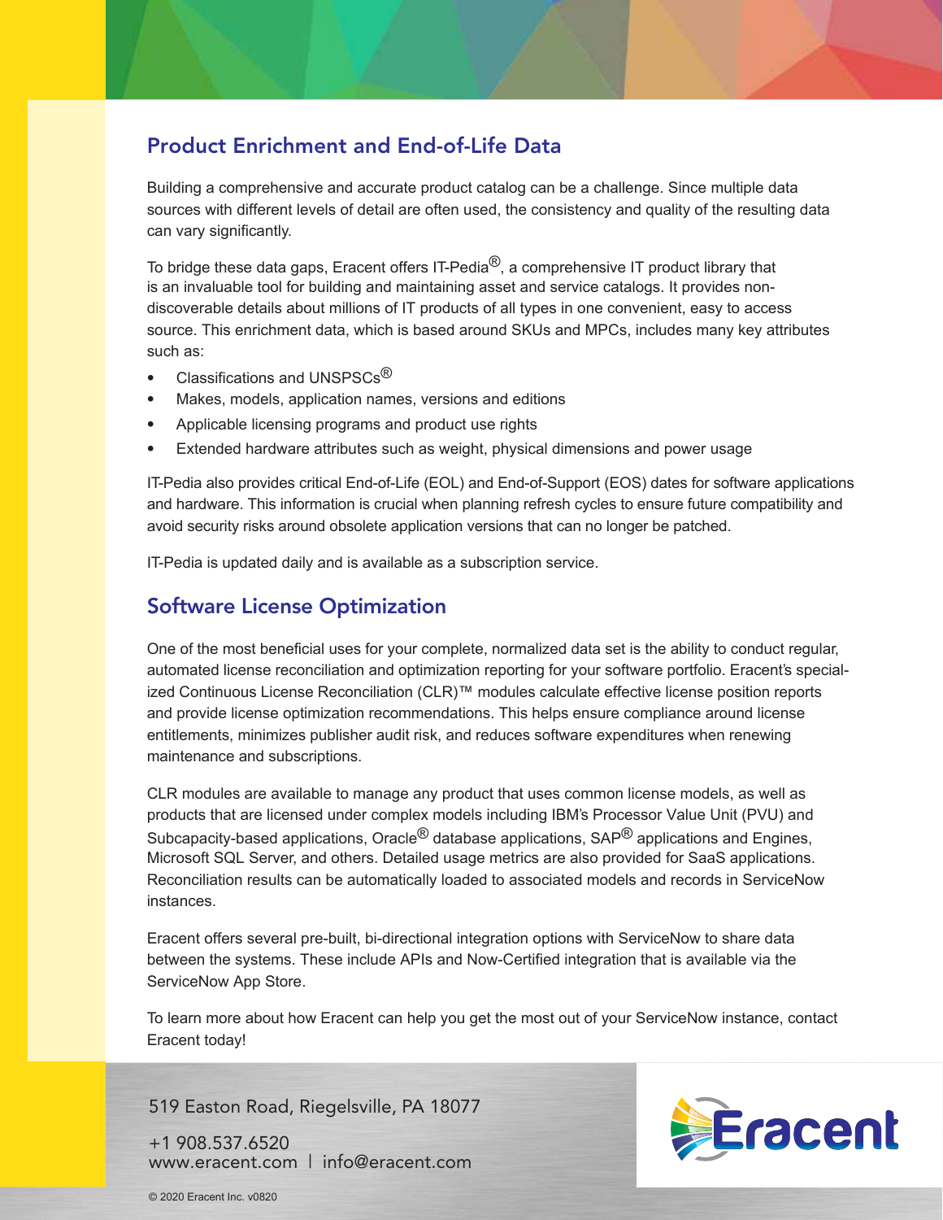## Product Enrichment and End-of-Life Data

Building a comprehensive and accurate product catalog can be a challenge. Since multiple data sources with different levels of detail are often used, the consistency and quality of the resulting data can vary significantly.

To bridge these data gaps, Eracent offers IT-Pedia®, a comprehensive IT product library that is an invaluable tool for building and maintaining asset and service catalogs. It provides non-discoverable details about millions of IT products of all types in one convenient, easy to access source. This enrichment data, which is based around SKUs and MPCs, includes many key attributes such as:

- Classifications and UNSPSCs®
- Makes, models, application names, versions and editions
- Applicable licensing programs and product use rights
- Extended hardware attributes such as weight, physical dimensions and power usage

IT-Pedia also provides critical End-of-Life (EOL) and End-of-Support (EOS) dates for software applications and hardware. This information is crucial when planning refresh cycles to ensure future compatibility and avoid security risks around obsolete application versions that can no longer be patched.

IT-Pedia is updated daily and is available as a subscription service.

## Software License Optimization

One of the most beneficial uses for your complete, normalized data set is the ability to conduct regular, automated license reconciliation and optimization reporting for your software portfolio. Eracent's specialized Continuous License Reconciliation (CLR)™ modules calculate effective license position reports and provide license optimization recommendations. This helps ensure compliance around license entitlements, minimizes publisher audit risk, and reduces software expenditures when renewing maintenance and subscriptions.

CLR modules are available to manage any product that uses common license models, as well as products that are licensed under complex models including IBM's Processor Value Unit (PVU) and Subcapacity-based applications, Oracle® database applications, SAP® applications and Engines, Microsoft SQL Server, and others. Detailed usage metrics are also provided for SaaS applications. Reconciliation results can be automatically loaded to associated models and records in ServiceNow instances.

Eracent offers several pre-built, bi-directional integration options with ServiceNow to share data between the systems. These include APIs and Now-Certified integration that is available via the ServiceNow App Store.

To learn more about how Eracent can help you get the most out of your ServiceNow instance, contact Eracent today!

519 Easton Road, Riegelsville, PA 18077

+1 908.537.6520
www.eracent.com | info@eracent.com

Eracent

© 2020 Eracent Inc. v0820